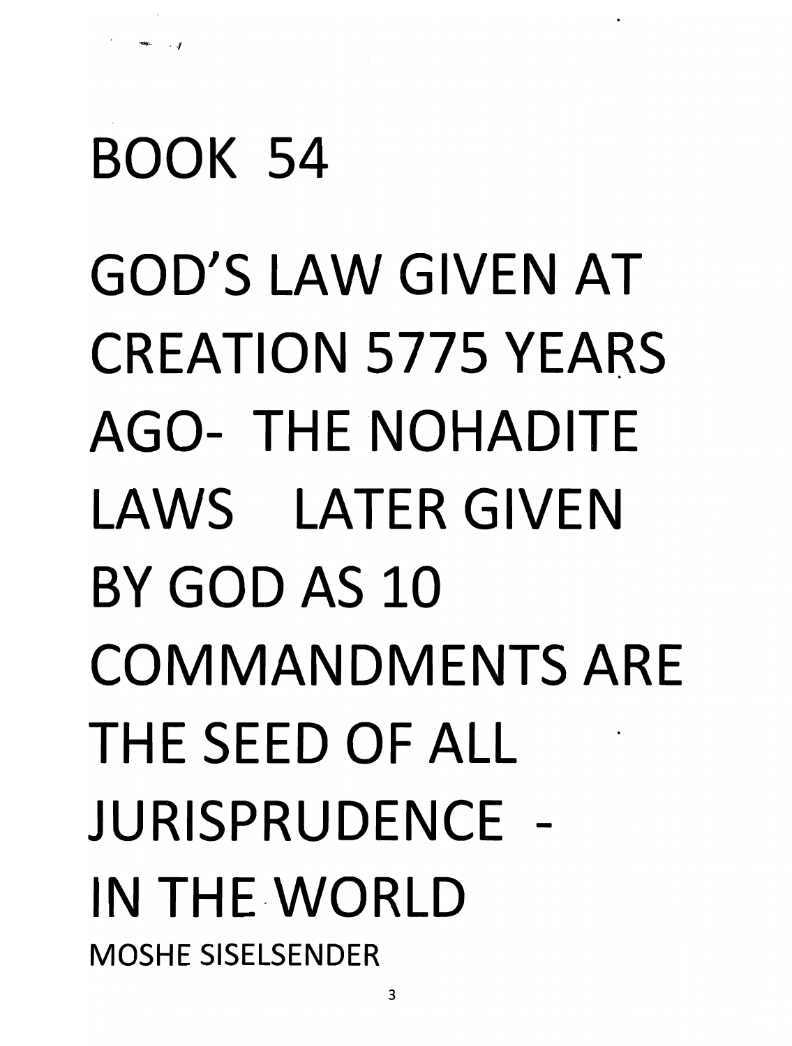# BOOK 54

# GOD'S LAW GIVEN AT CREATION 5775 YEARS AGO- THE NOHADITE LAWS LATER GIVEN BY GOD AS 10 COMMANDMENTS ARE THE SEED OF ALL JURISPRUDENCE - IN THE WORLD

MOSHE SISELSENDER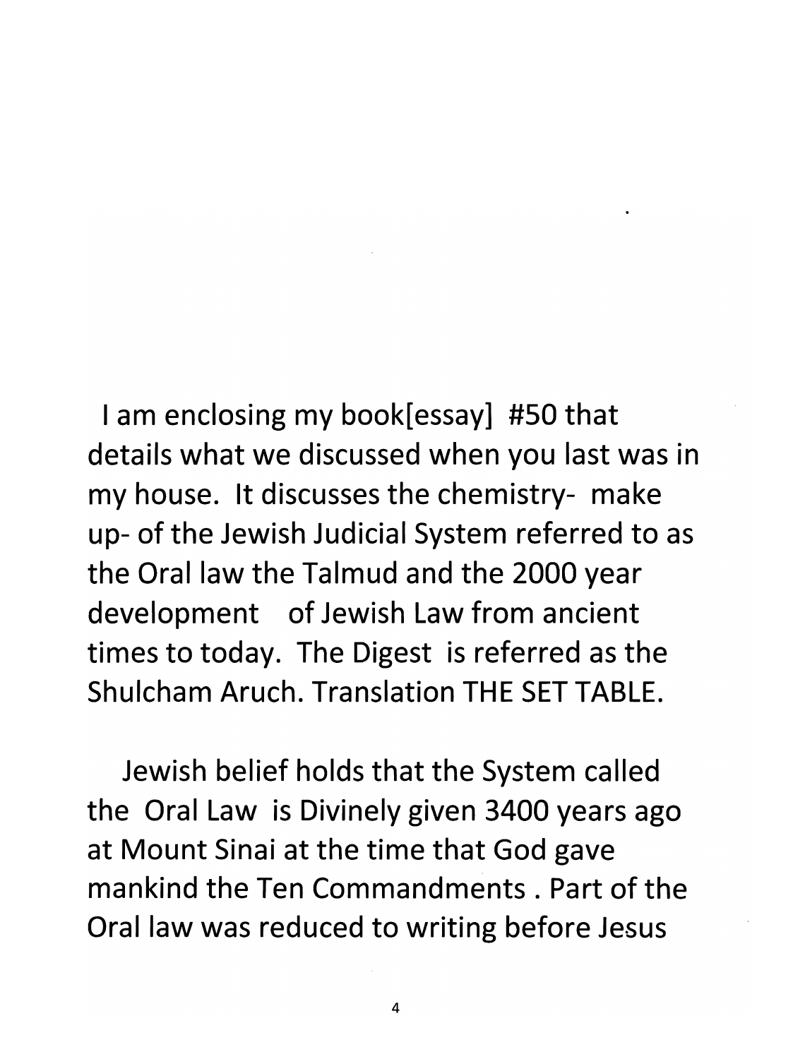I am enclosing my book[essay] #50 that details what we discussed when you last was in my house. It discusses the chemistry- make up- of the Jewish Judicial System referred to as the Oral law the Talmud and the 2000 year development of Jewish Law from ancient times to today. The Digest is referred as the Shulcham Aruch. Translation THE SET TABLE.

Jewish belief holds that the System called the Oral Law is Divinely given 3400 years ago at Mount Sinai at the time that God gave mankind the Ten Commandments . Part of the Oral law was reduced to writing before Jesus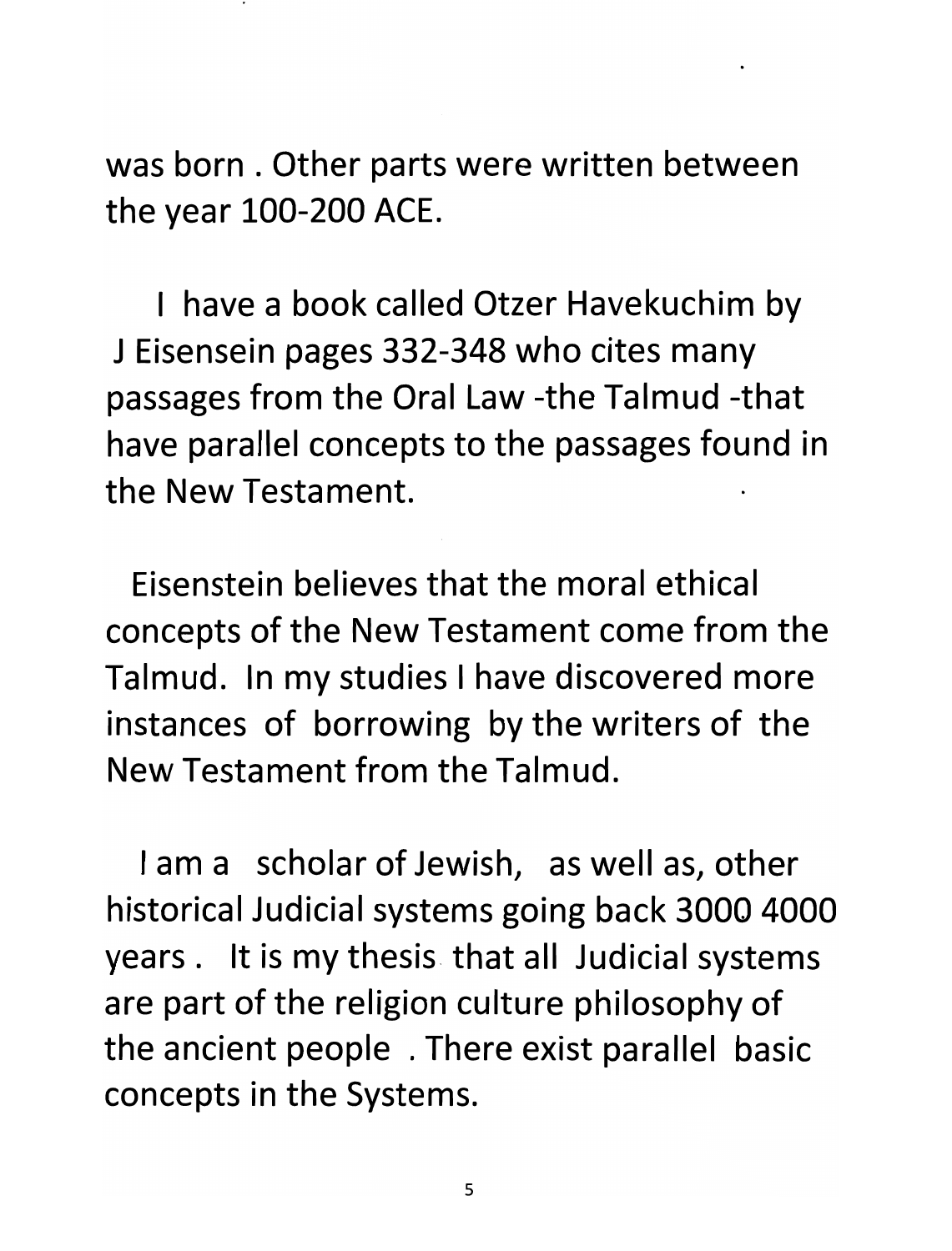was born . Other parts were written between the year 100-200 ACE.

I have a book called Otzer Havekuchim by J Eisensein pages 332-348 who cites many passages from the Oral Law -the Talmud -that have parallel concepts to the passages found in the New Testament.

Eisenstein believes that the moral ethical concepts of the New Testament come from the Talmud. In my studies I have discovered more instances of borrowing by the writers of the New Testament from the Talmud.

I am a scholar of Jewish, as well as, other historical Judicial systems going back 3000 4000 years . It is my thesis that all Judicial systems are part of the religion culture philosophy of the ancient people . There exist parallel basic concepts in the Systems.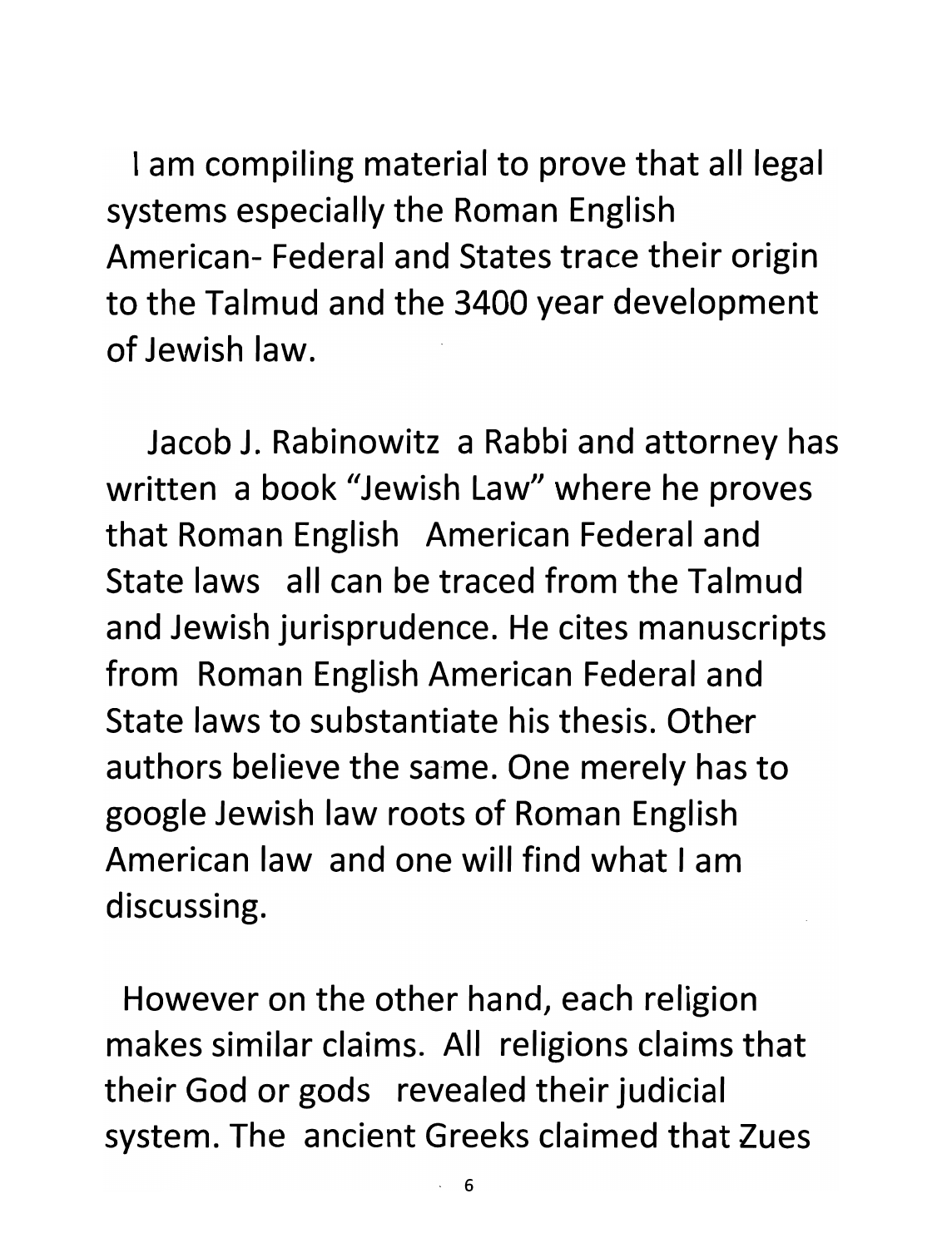I am compiling material to prove that all legal systems especially the Roman English American- Federal and States trace their origin to the Talmud and the 3400 year development of Jewish law.

Jacob J. Rabinowitz a Rabbi and attorney has written a book "Jewish Law" where he proves that Roman English American Federal and State laws all can be traced from the Talmud and Jewish jurisprudence. He cites manuscripts from Roman English American Federal and State laws to substantiate his thesis. Other authors believe the same. One merely has to google Jewish law roots of Roman English American law and one will find what I am discussing.

However on the other hand, each religion makes similar claims. All religions claims that their God or gods revealed their judicial system. The ancient Greeks claimed that Zues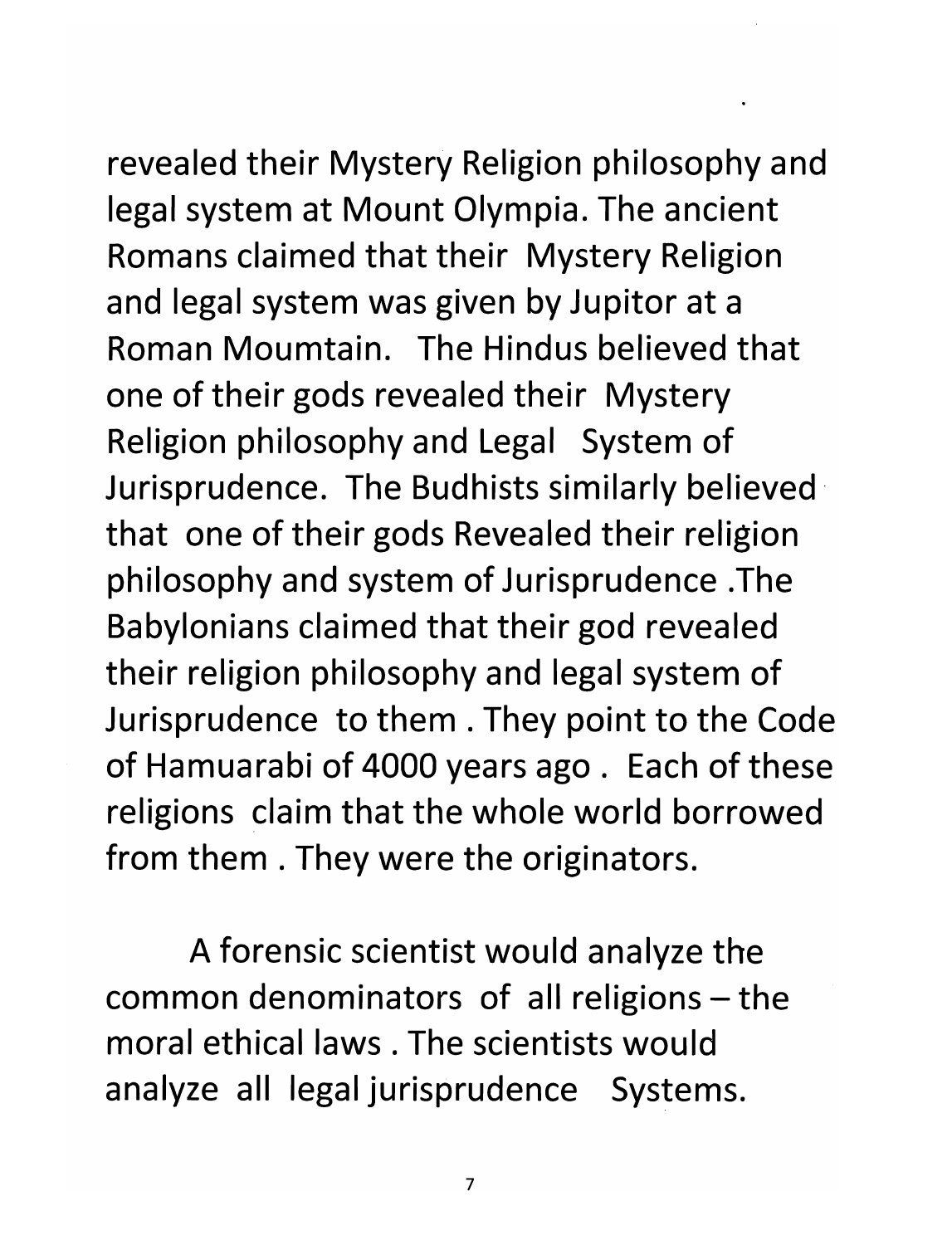revealed their Mystery Religion philosophy and legal system at Mount Olympia. The ancient Romans claimed that their Mystery Religion and legal system was given by Jupitor at a Roman Moumtain. The Hindus believed that one of their gods revealed their Mystery Religion philosophy and Legal System of Jurisprudence. The Budhists similarly believed that one of their gods Revealed their religion philosophy and system of Jurisprudence .The Babylonians claimed that their god revealed their religion philosophy and legal system of Jurisprudence to them . They point to the Code of Hamuarabi of 4000 years ago . Each of these religions claim that the whole world borrowed from them . They were the originators.

A forensic scientist would analyze the common denominators of all religions – the moral ethical laws . The scientists would analyze all legal jurisprudence Systems.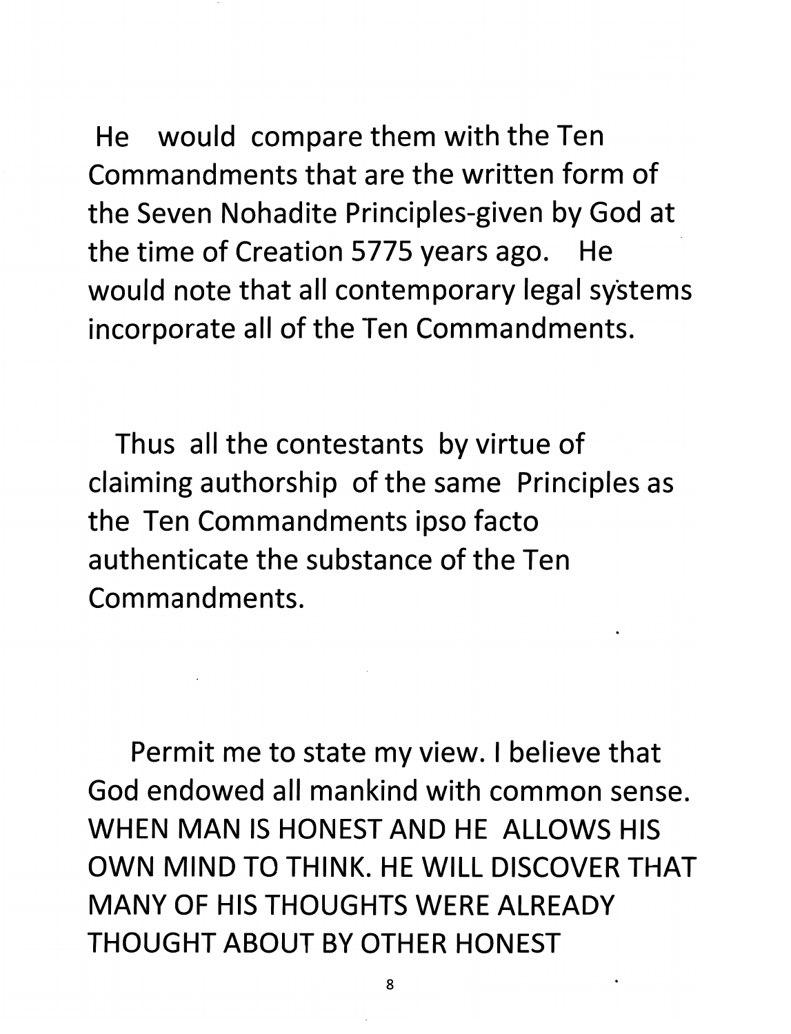He would compare them with the Ten Commandments that are the written form of the Seven Nohadite Principles-given by God at the time of Creation 5775 years ago. He would note that all contemporary legal systems incorporate all of the Ten Commandments.

Thus all the contestants by virtue of claiming authorship of the same Principles as the Ten Commandments ipso facto authenticate the substance of the Ten Commandments.

Permit me to state my view. I believe that God endowed all mankind with common sense. WHEN MAN IS HONEST AND HE ALLOWS HIS OWN MIND TO THINK. HE WILL DISCOVER THAT MANY OF HIS THOUGHTS WERE ALREADY THOUGHT ABOUT BY OTHER HONEST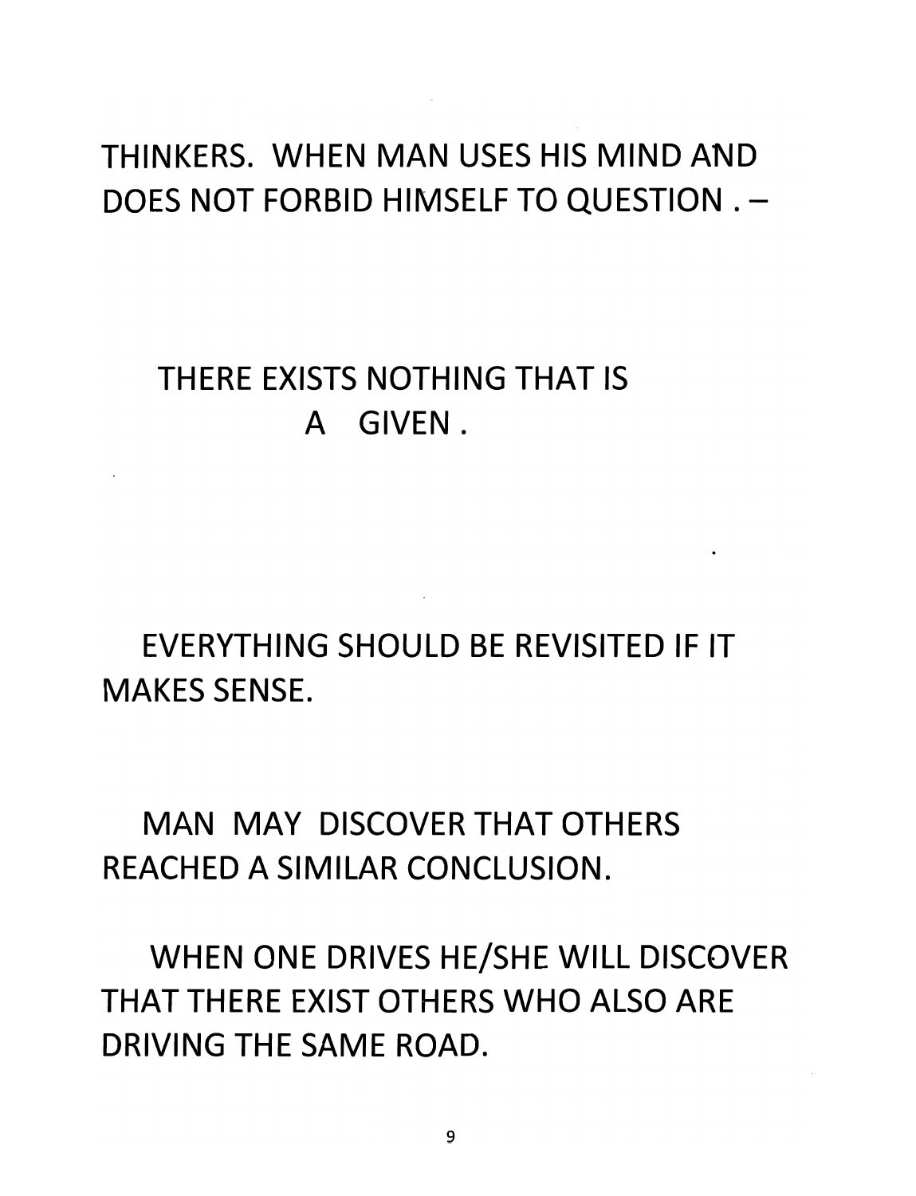THINKERS. WHEN MAN USES HIS MIND AND DOES NOT FORBID HIMSELF TO QUESTION . –

THERE EXISTS NOTHING THAT IS A GIVEN .

EVERYTHING SHOULD BE REVISITED IF IT MAKES SENSE.

MAN MAY DISCOVER THAT OTHERS REACHED A SIMILAR CONCLUSION.

WHEN ONE DRIVES HE/SHE WILL DISCOVER THAT THERE EXIST OTHERS WHO ALSO ARE DRIVING THE SAME ROAD.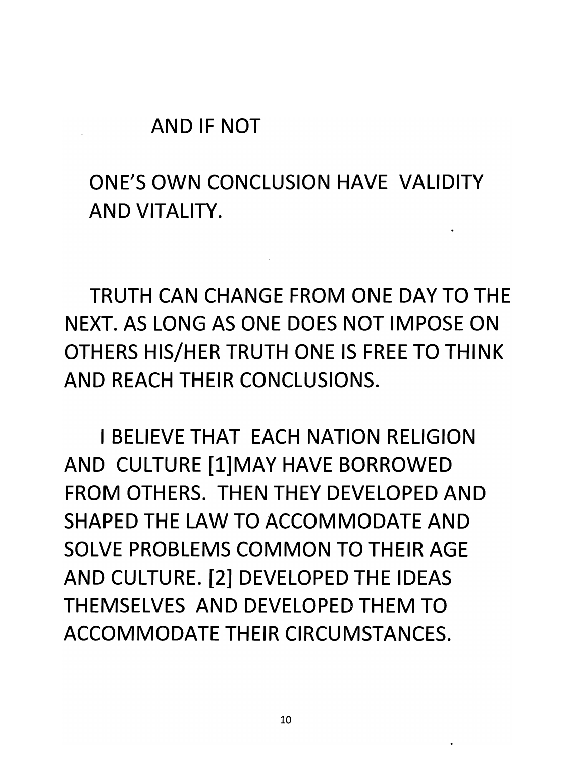AND IF NOT

ONE'S OWN CONCLUSION HAVE VALIDITY AND VITALITY.

TRUTH CAN CHANGE FROM ONE DAY TO THE NEXT. AS LONG AS ONE DOES NOT IMPOSE ON OTHERS HIS/HER TRUTH ONE IS FREE TO THINK AND REACH THEIR CONCLUSIONS.

I BELIEVE THAT EACH NATION RELIGION AND CULTURE [1]MAY HAVE BORROWED FROM OTHERS. THEN THEY DEVELOPED AND SHAPED THE LAW TO ACCOMMODATE AND SOLVE PROBLEMS COMMON TO THEIR AGE AND CULTURE. [2] DEVELOPED THE IDEAS THEMSELVES AND DEVELOPED THEM TO ACCOMMODATE THEIR CIRCUMSTANCES.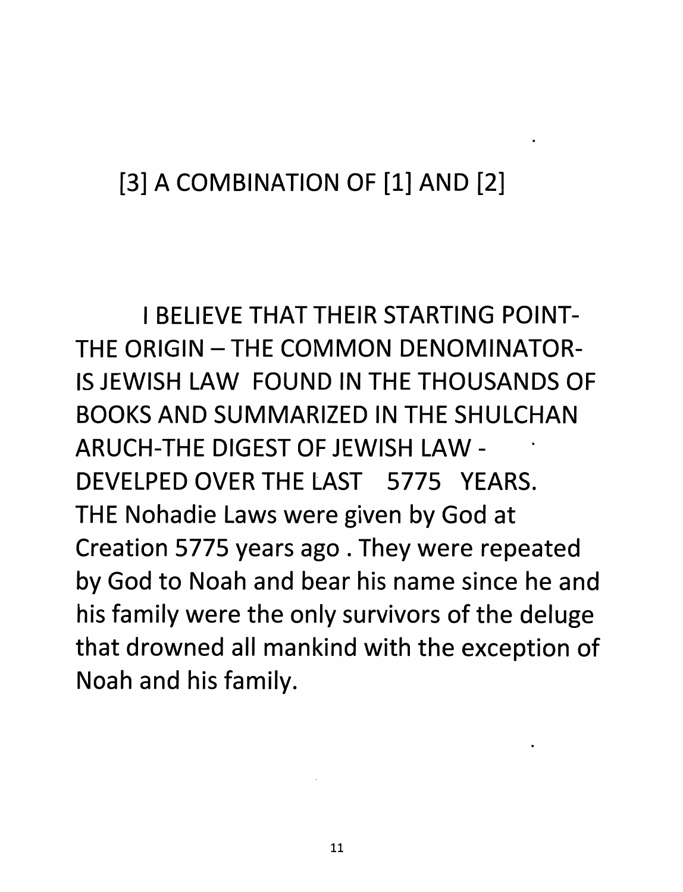# [3] A COMBINATION OF [1] AND [2]

I BELIEVE THAT THEIR STARTING POINT- THE ORIGIN – THE COMMON DENOMINATOR- IS JEWISH LAW FOUND IN THE THOUSANDS OF BOOKS AND SUMMARIZED IN THE SHULCHAN ARUCH-THE DIGEST OF JEWISH LAW - DEVELPED OVER THE LAST 5775 YEARS. THE Nohadie Laws were given by God at Creation 5775 years ago . They were repeated by God to Noah and bear his name since he and his family were the only survivors of the deluge that drowned all mankind with the exception of Noah and his family.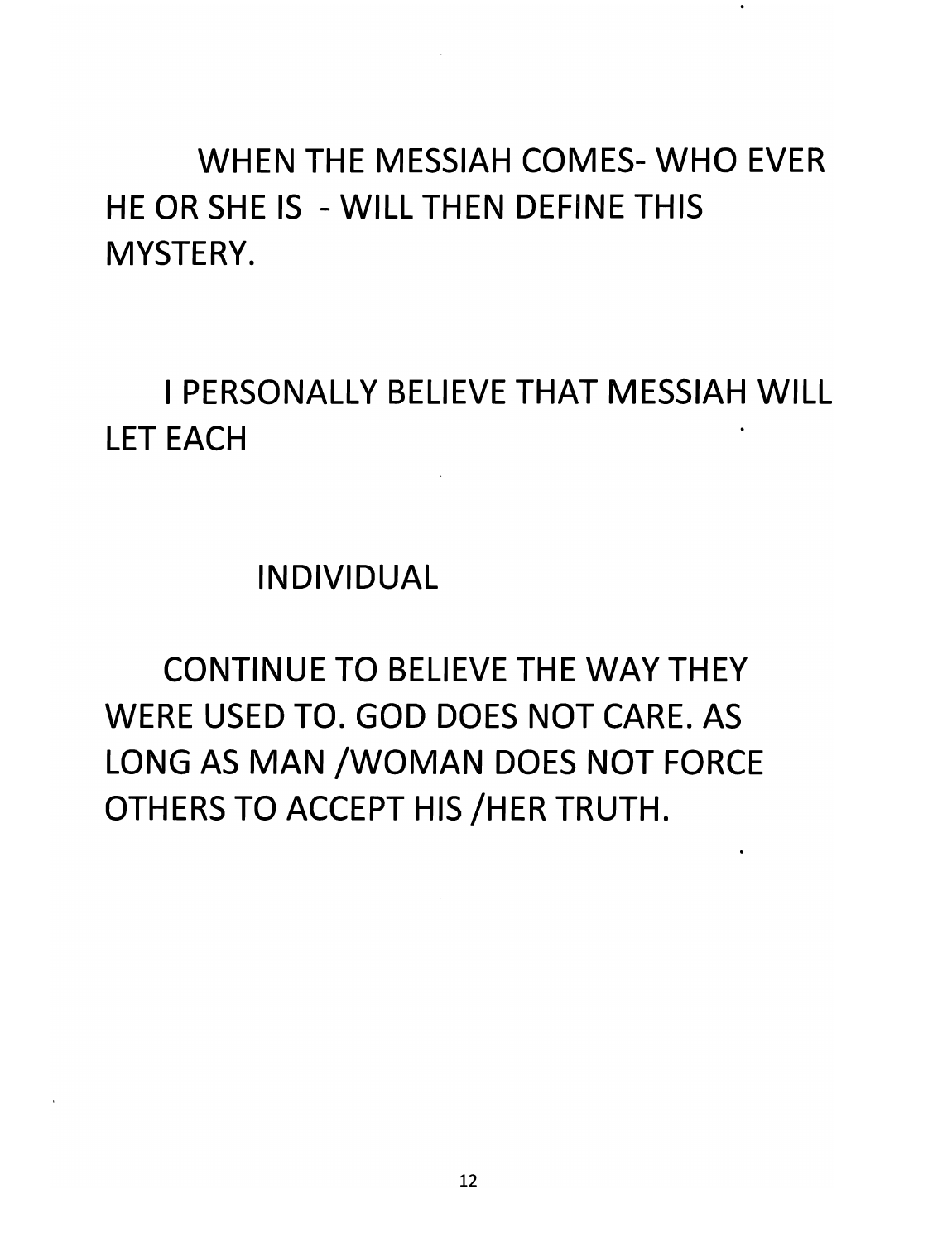WHEN THE MESSIAH COMES- WHO EVER HE OR SHE IS - WILL THEN DEFINE THIS MYSTERY.

I PERSONALLY BELIEVE THAT MESSIAH WILL LET EACH

INDIVIDUAL

CONTINUE TO BELIEVE THE WAY THEY WERE USED TO. GOD DOES NOT CARE. AS LONG AS MAN /WOMAN DOES NOT FORCE OTHERS TO ACCEPT HIS /HER TRUTH.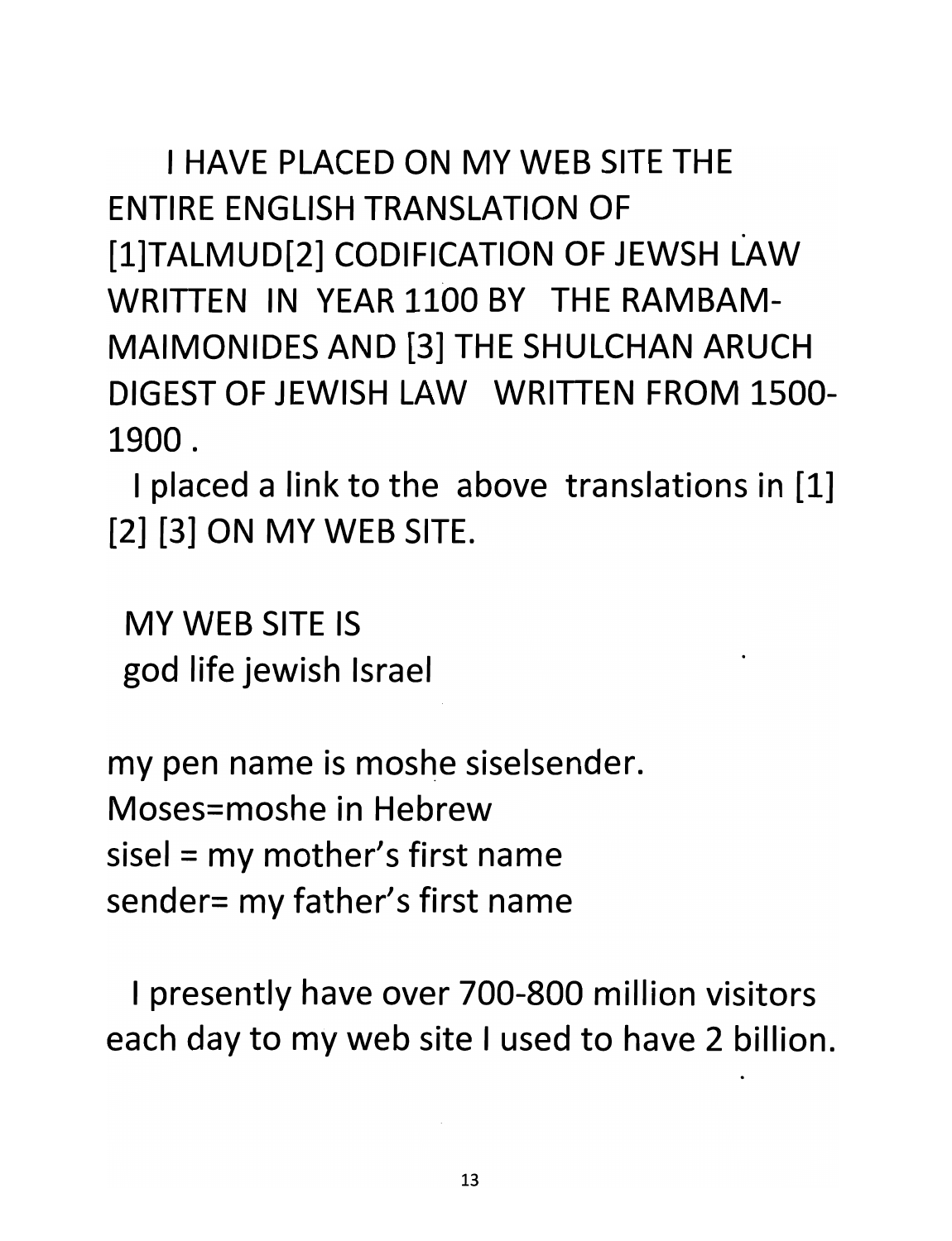I HAVE PLACED ON MY WEB SITE THE ENTIRE ENGLISH TRANSLATION OF [1]TALMUD[2] CODIFICATION OF JEWSH LAW WRITTEN IN YEAR 1100 BY THE RAMBAM-MAIMONIDES AND [3] THE SHULCHAN ARUCH DIGEST OF JEWISH LAW WRITTEN FROM 1500-1900 .

I placed a link to the above translations in [1] [2] [3] ON MY WEB SITE.

MY WEB SITE IS
god life jewish Israel

my pen name is moshe siselsender.
Moses=moshe in Hebrew
sisel = my mother's first name
sender= my father's first name

I presently have over 700-800 million visitors each day to my web site I used to have 2 billion.